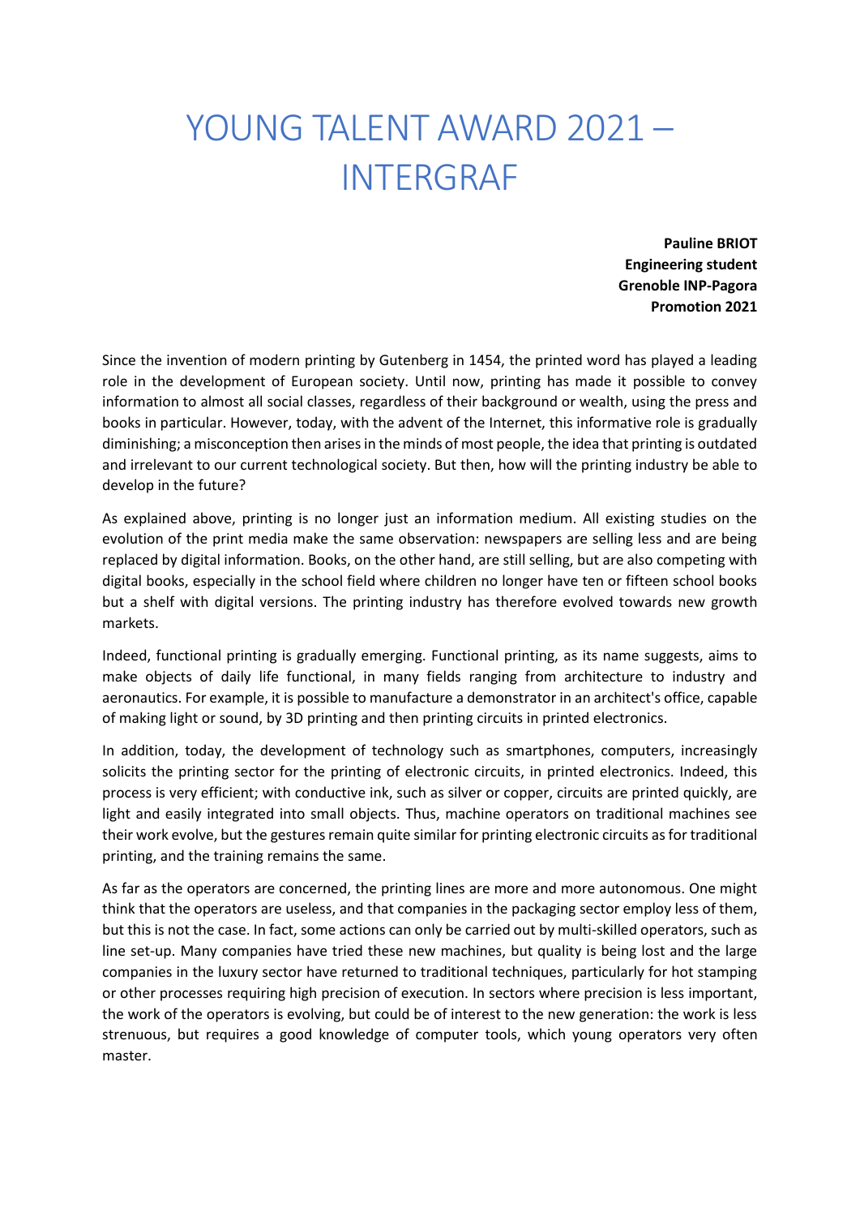# YOUNG TALENT AWARD 2021 – INTERGRAF

**Pauline BRIOT**
**Engineering student**
**Grenoble INP-Pagora**
**Promotion 2021**

Since the invention of modern printing by Gutenberg in 1454, the printed word has played a leading role in the development of European society. Until now, printing has made it possible to convey information to almost all social classes, regardless of their background or wealth, using the press and books in particular. However, today, with the advent of the Internet, this informative role is gradually diminishing; a misconception then arises in the minds of most people, the idea that printing is outdated and irrelevant to our current technological society. But then, how will the printing industry be able to develop in the future?

As explained above, printing is no longer just an information medium. All existing studies on the evolution of the print media make the same observation: newspapers are selling less and are being replaced by digital information. Books, on the other hand, are still selling, but are also competing with digital books, especially in the school field where children no longer have ten or fifteen school books but a shelf with digital versions. The printing industry has therefore evolved towards new growth markets.

Indeed, functional printing is gradually emerging. Functional printing, as its name suggests, aims to make objects of daily life functional, in many fields ranging from architecture to industry and aeronautics. For example, it is possible to manufacture a demonstrator in an architect's office, capable of making light or sound, by 3D printing and then printing circuits in printed electronics.

In addition, today, the development of technology such as smartphones, computers, increasingly solicits the printing sector for the printing of electronic circuits, in printed electronics. Indeed, this process is very efficient; with conductive ink, such as silver or copper, circuits are printed quickly, are light and easily integrated into small objects. Thus, machine operators on traditional machines see their work evolve, but the gestures remain quite similar for printing electronic circuits as for traditional printing, and the training remains the same.

As far as the operators are concerned, the printing lines are more and more autonomous. One might think that the operators are useless, and that companies in the packaging sector employ less of them, but this is not the case. In fact, some actions can only be carried out by multi-skilled operators, such as line set-up. Many companies have tried these new machines, but quality is being lost and the large companies in the luxury sector have returned to traditional techniques, particularly for hot stamping or other processes requiring high precision of execution. In sectors where precision is less important, the work of the operators is evolving, but could be of interest to the new generation: the work is less strenuous, but requires a good knowledge of computer tools, which young operators very often master.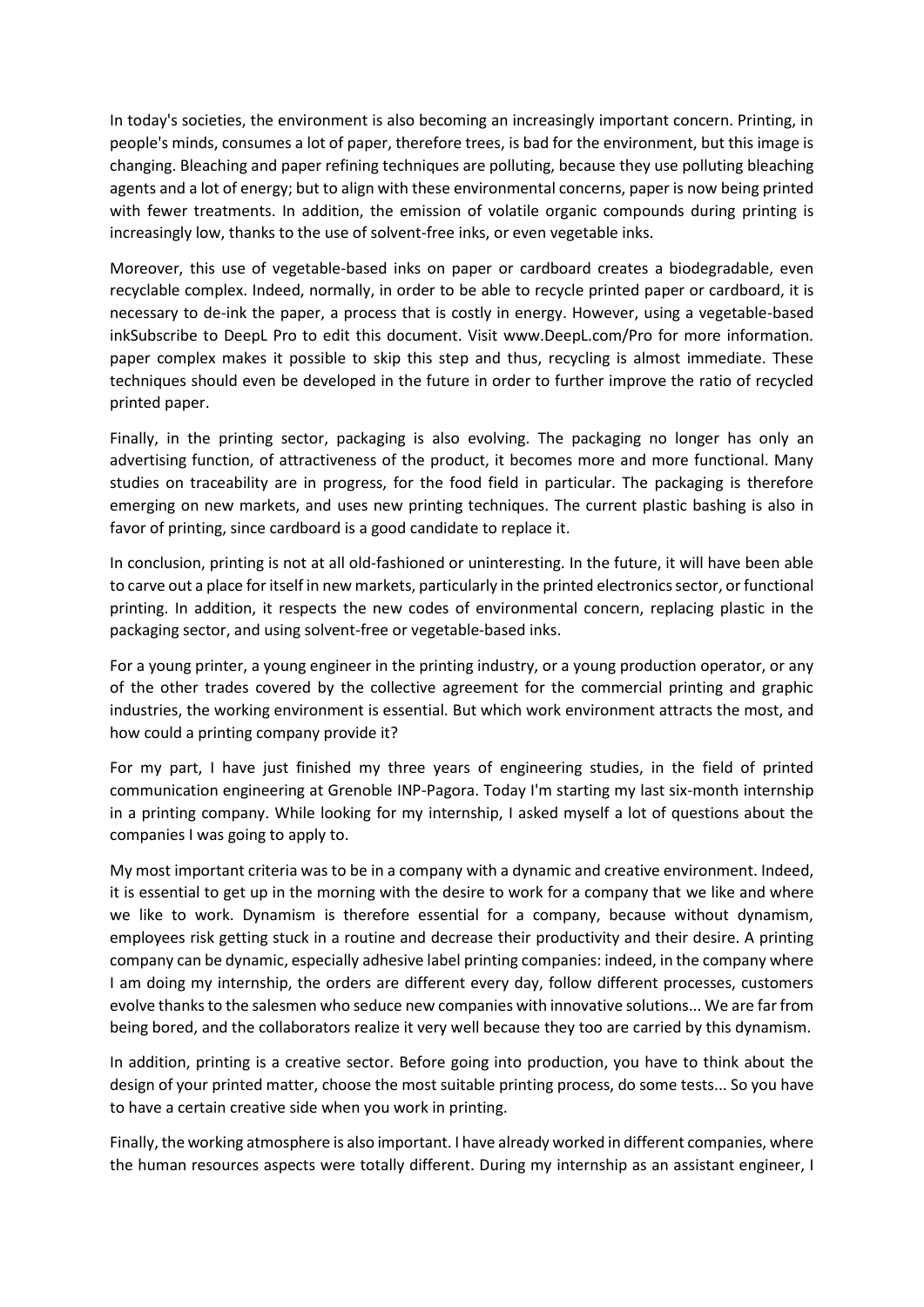In today's societies, the environment is also becoming an increasingly important concern. Printing, in people's minds, consumes a lot of paper, therefore trees, is bad for the environment, but this image is changing. Bleaching and paper refining techniques are polluting, because they use polluting bleaching agents and a lot of energy; but to align with these environmental concerns, paper is now being printed with fewer treatments. In addition, the emission of volatile organic compounds during printing is increasingly low, thanks to the use of solvent-free inks, or even vegetable inks.

Moreover, this use of vegetable-based inks on paper or cardboard creates a biodegradable, even recyclable complex. Indeed, normally, in order to be able to recycle printed paper or cardboard, it is necessary to de-ink the paper, a process that is costly in energy. However, using a vegetable-based inkSubscribe to DeepL Pro to edit this document. Visit www.DeepL.com/Pro for more information. paper complex makes it possible to skip this step and thus, recycling is almost immediate. These techniques should even be developed in the future in order to further improve the ratio of recycled printed paper.

Finally, in the printing sector, packaging is also evolving. The packaging no longer has only an advertising function, of attractiveness of the product, it becomes more and more functional. Many studies on traceability are in progress, for the food field in particular. The packaging is therefore emerging on new markets, and uses new printing techniques. The current plastic bashing is also in favor of printing, since cardboard is a good candidate to replace it.

In conclusion, printing is not at all old-fashioned or uninteresting. In the future, it will have been able to carve out a place for itself in new markets, particularly in the printed electronics sector, or functional printing. In addition, it respects the new codes of environmental concern, replacing plastic in the packaging sector, and using solvent-free or vegetable-based inks.

For a young printer, a young engineer in the printing industry, or a young production operator, or any of the other trades covered by the collective agreement for the commercial printing and graphic industries, the working environment is essential. But which work environment attracts the most, and how could a printing company provide it?

For my part, I have just finished my three years of engineering studies, in the field of printed communication engineering at Grenoble INP-Pagora. Today I'm starting my last six-month internship in a printing company. While looking for my internship, I asked myself a lot of questions about the companies I was going to apply to.

My most important criteria was to be in a company with a dynamic and creative environment. Indeed, it is essential to get up in the morning with the desire to work for a company that we like and where we like to work. Dynamism is therefore essential for a company, because without dynamism, employees risk getting stuck in a routine and decrease their productivity and their desire. A printing company can be dynamic, especially adhesive label printing companies: indeed, in the company where I am doing my internship, the orders are different every day, follow different processes, customers evolve thanks to the salesmen who seduce new companies with innovative solutions... We are far from being bored, and the collaborators realize it very well because they too are carried by this dynamism.

In addition, printing is a creative sector. Before going into production, you have to think about the design of your printed matter, choose the most suitable printing process, do some tests... So you have to have a certain creative side when you work in printing.

Finally, the working atmosphere is also important. I have already worked in different companies, where the human resources aspects were totally different. During my internship as an assistant engineer, I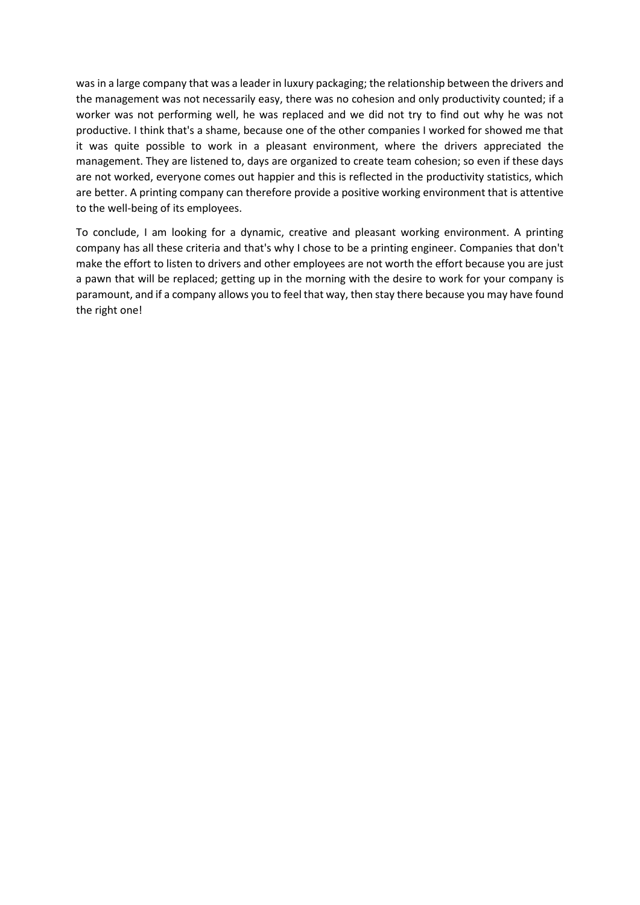was in a large company that was a leader in luxury packaging; the relationship between the drivers and the management was not necessarily easy, there was no cohesion and only productivity counted; if a worker was not performing well, he was replaced and we did not try to find out why he was not productive. I think that's a shame, because one of the other companies I worked for showed me that it was quite possible to work in a pleasant environment, where the drivers appreciated the management. They are listened to, days are organized to create team cohesion; so even if these days are not worked, everyone comes out happier and this is reflected in the productivity statistics, which are better. A printing company can therefore provide a positive working environment that is attentive to the well-being of its employees.

To conclude, I am looking for a dynamic, creative and pleasant working environment. A printing company has all these criteria and that's why I chose to be a printing engineer. Companies that don't make the effort to listen to drivers and other employees are not worth the effort because you are just a pawn that will be replaced; getting up in the morning with the desire to work for your company is paramount, and if a company allows you to feel that way, then stay there because you may have found the right one!